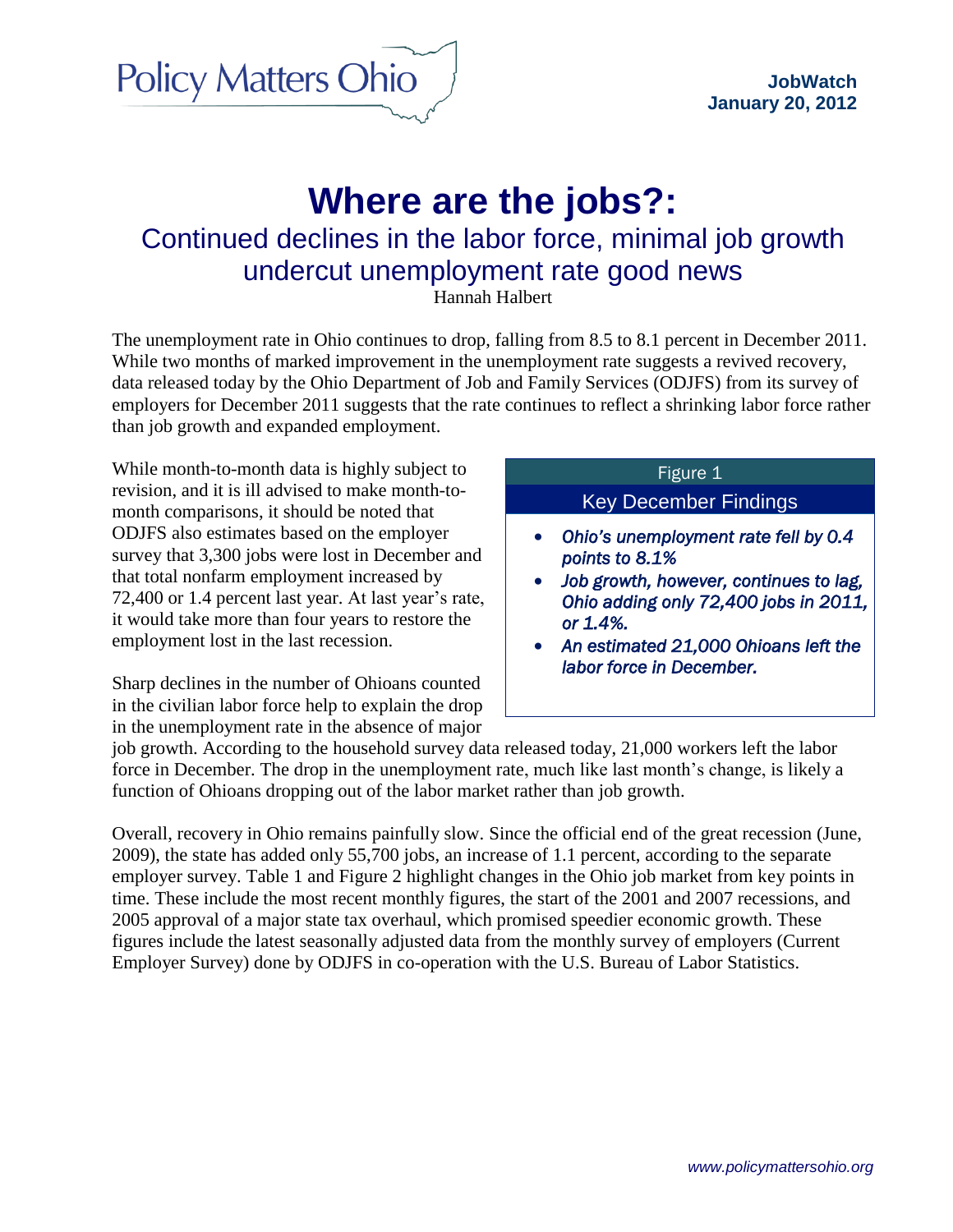Policy Matters Ohio

**JobWatch**
**January 20, 2012**

# Where are the jobs?:

## Continued declines in the labor force, minimal job growth undercut unemployment rate good news

Hannah Halbert

The unemployment rate in Ohio continues to drop, falling from 8.5 to 8.1 percent in December 2011. While two months of marked improvement in the unemployment rate suggests a revived recovery, data released today by the Ohio Department of Job and Family Services (ODJFS) from its survey of employers for December 2011 suggests that the rate continues to reflect a shrinking labor force rather than job growth and expanded employment.

While month-to-month data is highly subject to revision, and it is ill advised to make month-to-month comparisons, it should be noted that ODJFS also estimates based on the employer survey that 3,300 jobs were lost in December and that total nonfarm employment increased by 72,400 or 1.4 percent last year. At last year's rate, it would take more than four years to restore the employment lost in the last recession.

Figure 1

**Key December Findings**

- *Ohio's unemployment rate fell by 0.4 points to 8.1%*
- *Job growth, however, continues to lag, Ohio adding only 72,400 jobs in 2011, or 1.4%.*
- *An estimated 21,000 Ohioans left the labor force in December.*

Sharp declines in the number of Ohioans counted in the civilian labor force help to explain the drop in the unemployment rate in the absence of major job growth. According to the household survey data released today, 21,000 workers left the labor force in December. The drop in the unemployment rate, much like last month's change, is likely a function of Ohioans dropping out of the labor market rather than job growth.

Overall, recovery in Ohio remains painfully slow. Since the official end of the great recession (June, 2009), the state has added only 55,700 jobs, an increase of 1.1 percent, according to the separate employer survey. Table 1 and Figure 2 highlight changes in the Ohio job market from key points in time. These include the most recent monthly figures, the start of the 2001 and 2007 recessions, and 2005 approval of a major state tax overhaul, which promised speedier economic growth. These figures include the latest seasonally adjusted data from the monthly survey of employers (Current Employer Survey) done by ODJFS in co-operation with the U.S. Bureau of Labor Statistics.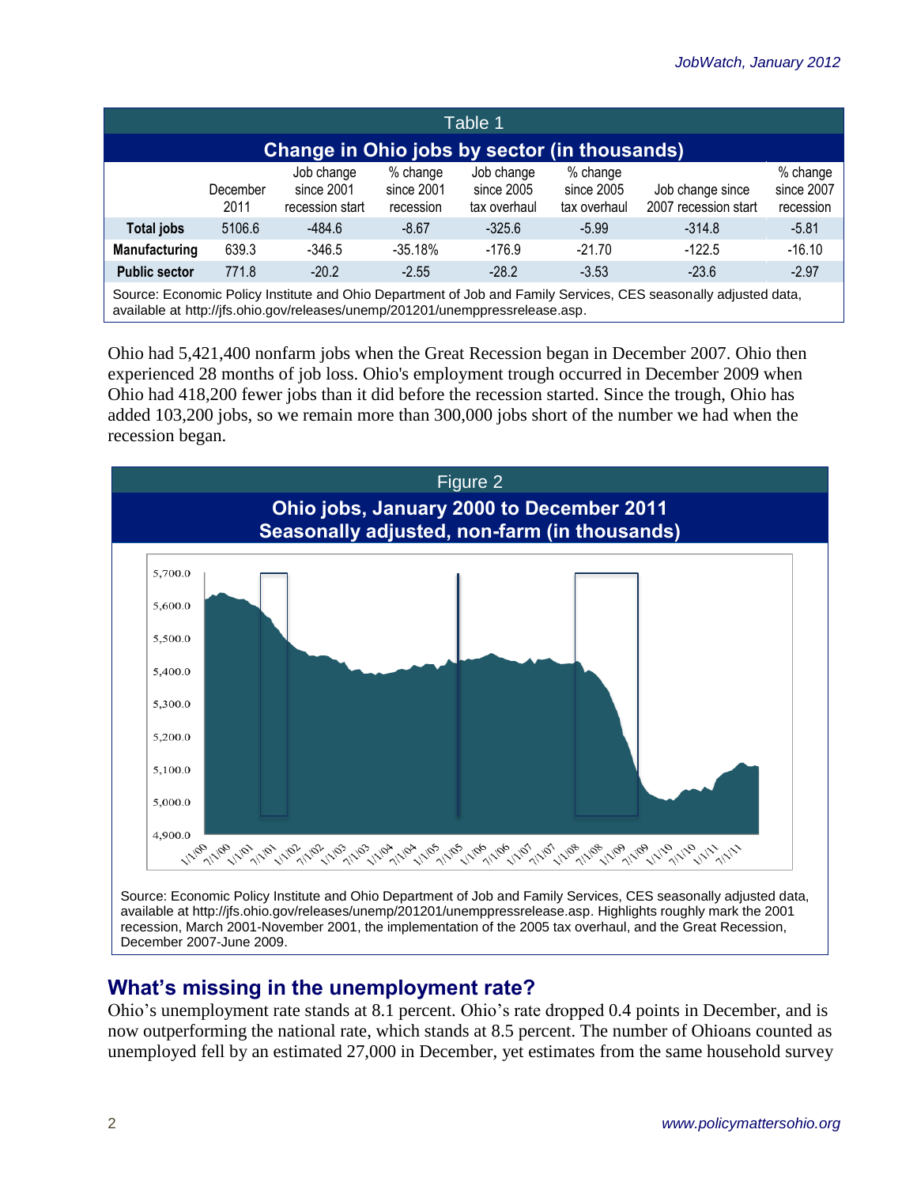| Table 1 | | | | | | | |
|---|---|---|---|---|---|---|---|
| **Change in Ohio jobs by sector (in thousands)** | | | | | | | |
| | December 2011 | Job change since 2001 recession start | % change since 2001 recession | Job change since 2005 tax overhaul | % change since 2005 tax overhaul | Job change since 2007 recession start | % change since 2007 recession |
| **Total jobs** | 5106.6 | -484.6 | -8.67 | -325.6 | -5.99 | -314.8 | -5.81 |
| **Manufacturing** | 639.3 | -346.5 | -35.18% | -176.9 | -21.70 | -122.5 | -16.10 |
| **Public sector** | 771.8 | -20.2 | -2.55 | -28.2 | -3.53 | -23.6 | -2.97 |

Source: Economic Policy Institute and Ohio Department of Job and Family Services, CES seasonally adjusted data, available at http://jfs.ohio.gov/releases/unemp/201201/unemppressrelease.asp.

Ohio had 5,421,400 nonfarm jobs when the Great Recession began in December 2007. Ohio then experienced 28 months of job loss. Ohio's employment trough occurred in December 2009 when Ohio had 418,200 fewer jobs than it did before the recession started. Since the trough, Ohio has added 103,200 jobs, so we remain more than 300,000 jobs short of the number we had when the recession began.

**Figure 2**

**Ohio jobs, January 2000 to December 2011**
**Seasonally adjusted, non-farm (in thousands)**

Source: Economic Policy Institute and Ohio Department of Job and Family Services, CES seasonally adjusted data, available at http://jfs.ohio.gov/releases/unemp/201201/unemppressrelease.asp. Highlights roughly mark the 2001 recession, March 2001-November 2001, the implementation of the 2005 tax overhaul, and the Great Recession, December 2007-June 2009.

## What's missing in the unemployment rate?

Ohio's unemployment rate stands at 8.1 percent. Ohio's rate dropped 0.4 points in December, and is now outperforming the national rate, which stands at 8.5 percent. The number of Ohioans counted as unemployed fell by an estimated 27,000 in December, yet estimates from the same household survey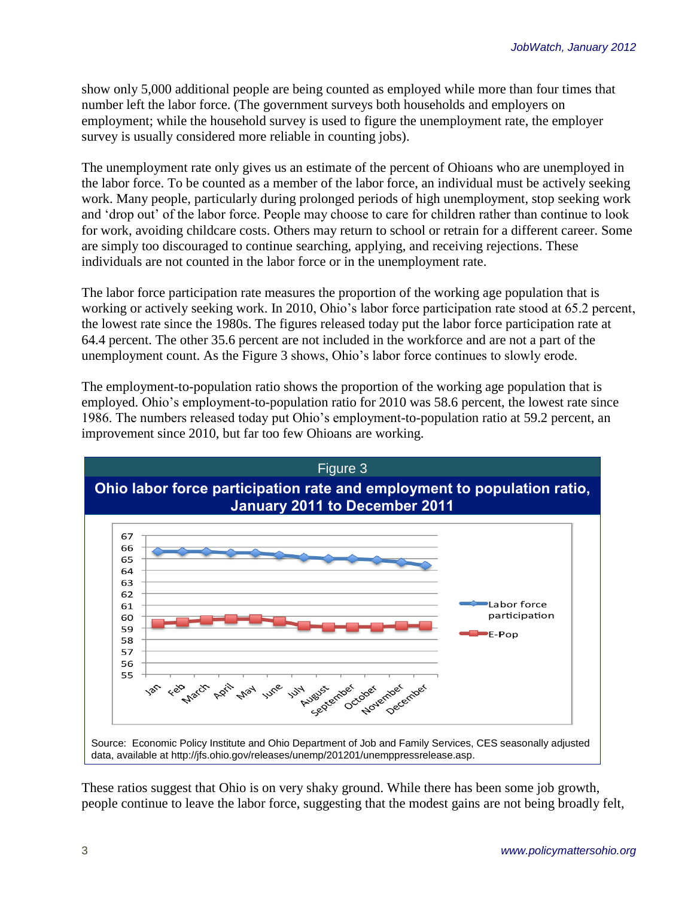show only 5,000 additional people are being counted as employed while more than four times that number left the labor force. (The government surveys both households and employers on employment; while the household survey is used to figure the unemployment rate, the employer survey is usually considered more reliable in counting jobs).

The unemployment rate only gives us an estimate of the percent of Ohioans who are unemployed in the labor force. To be counted as a member of the labor force, an individual must be actively seeking work. Many people, particularly during prolonged periods of high unemployment, stop seeking work and 'drop out' of the labor force. People may choose to care for children rather than continue to look for work, avoiding childcare costs. Others may return to school or retrain for a different career. Some are simply too discouraged to continue searching, applying, and receiving rejections. These individuals are not counted in the labor force or in the unemployment rate.

The labor force participation rate measures the proportion of the working age population that is working or actively seeking work. In 2010, Ohio's labor force participation rate stood at 65.2 percent, the lowest rate since the 1980s. The figures released today put the labor force participation rate at 64.4 percent. The other 35.6 percent are not included in the workforce and are not a part of the unemployment count. As the Figure 3 shows, Ohio's labor force continues to slowly erode.

The employment-to-population ratio shows the proportion of the working age population that is employed. Ohio's employment-to-population ratio for 2010 was 58.6 percent, the lowest rate since 1986. The numbers released today put Ohio's employment-to-population ratio at 59.2 percent, an improvement since 2010, but far too few Ohioans are working.

**Figure 3**

**Ohio labor force participation rate and employment to population ratio, January 2011 to December 2011**

Source: Economic Policy Institute and Ohio Department of Job and Family Services, CES seasonally adjusted data, available at http://jfs.ohio.gov/releases/unemp/201201/unemppressrelease.asp.

These ratios suggest that Ohio is on very shaky ground. While there has been some job growth, people continue to leave the labor force, suggesting that the modest gains are not being broadly felt,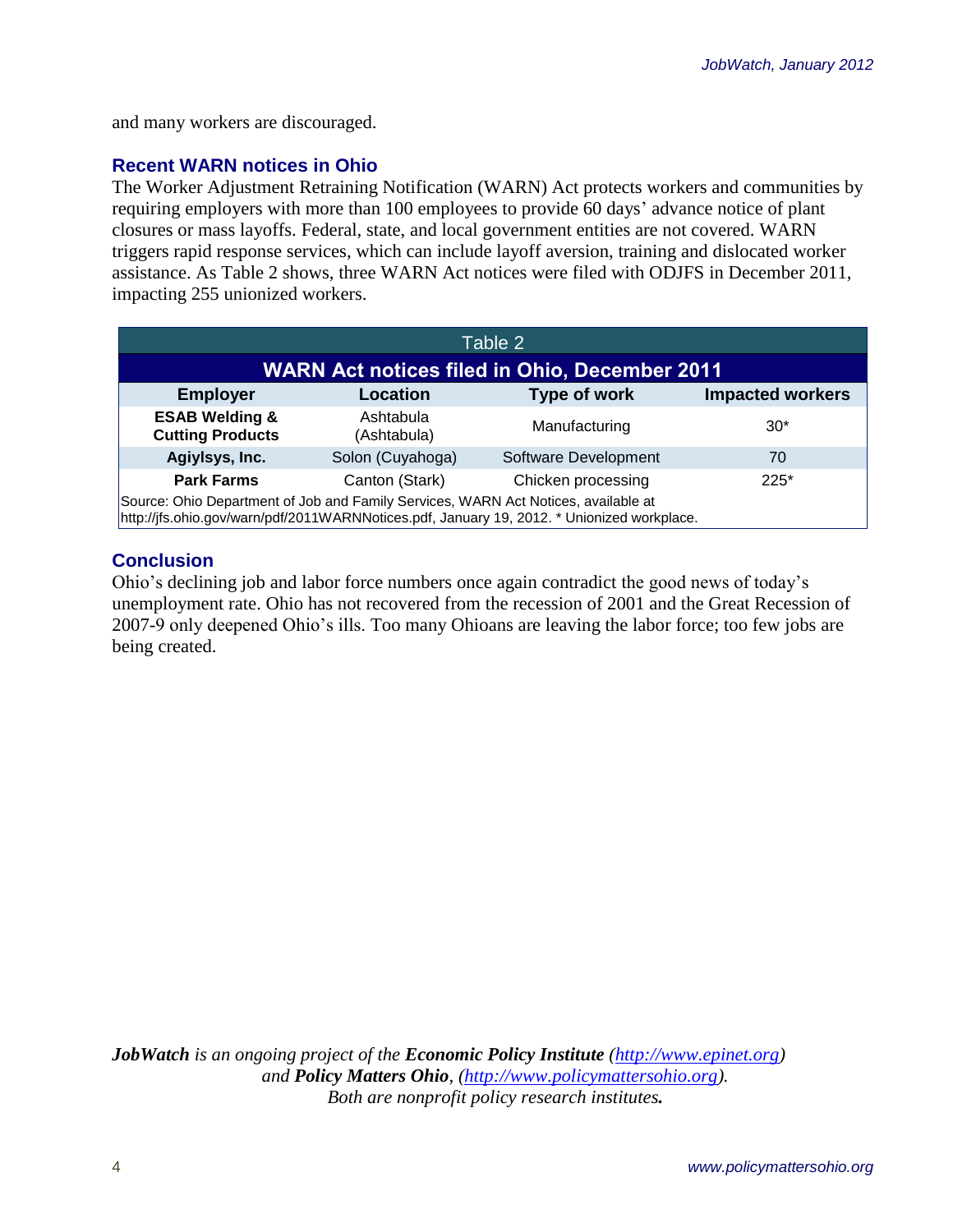and many workers are discouraged.

## Recent WARN notices in Ohio

The Worker Adjustment Retraining Notification (WARN) Act protects workers and communities by requiring employers with more than 100 employees to provide 60 days' advance notice of plant closures or mass layoffs. Federal, state, and local government entities are not covered. WARN triggers rapid response services, which can include layoff aversion, training and dislocated worker assistance. As Table 2 shows, three WARN Act notices were filed with ODJFS in December 2011, impacting 255 unionized workers.

Table 2

**WARN Act notices filed in Ohio, December 2011**

| Employer | Location | Type of work | Impacted workers |
|---|---|---|---|
| **ESAB Welding & Cutting Products** | Ashtabula (Ashtabula) | Manufacturing | 30* |
| **Agiylsys, Inc.** | Solon (Cuyahoga) | Software Development | 70 |
| **Park Farms** | Canton (Stark) | Chicken processing | 225* |

Source: Ohio Department of Job and Family Services, WARN Act Notices, available at http://jfs.ohio.gov/warn/pdf/2011WARNNotices.pdf, January 19, 2012. * Unionized workplace.

## Conclusion

Ohio's declining job and labor force numbers once again contradict the good news of today's unemployment rate. Ohio has not recovered from the recession of 2001 and the Great Recession of 2007-9 only deepened Ohio's ills. Too many Ohioans are leaving the labor force; too few jobs are being created.

***JobWatch** is an ongoing project of the **Economic Policy Institute** (http://www.epinet.org) and **Policy Matters Ohio**, (http://www.policymattersohio.org). Both are nonprofit policy research institutes.*